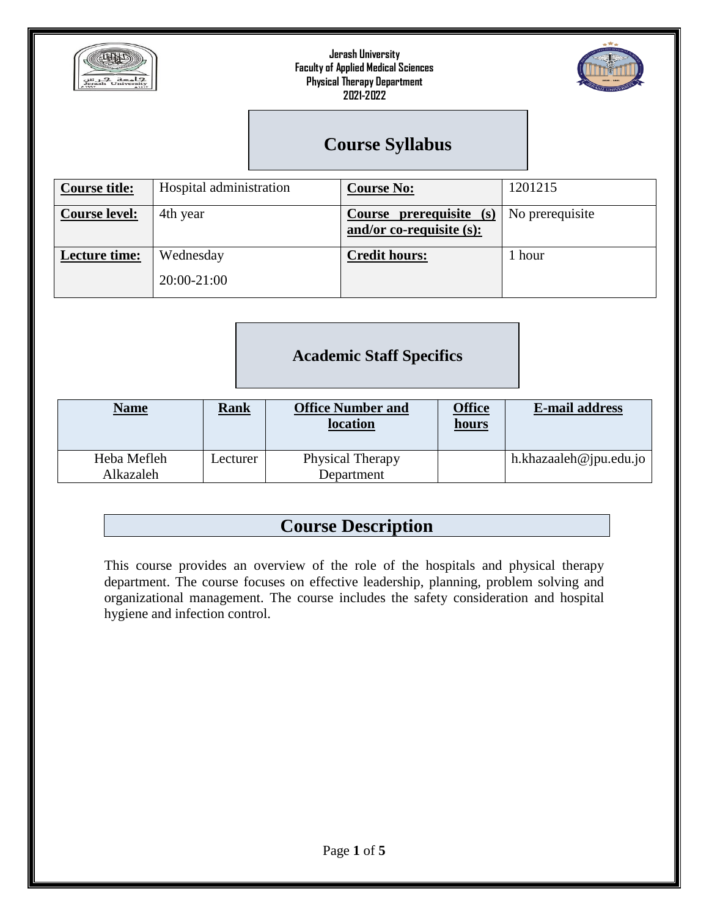**Jerash University**
**Faculty of Applied Medical Sciences**
**Physical Therapy Department**
**2021-2022**

# Course Syllabus

| **Course title:** | Hospital administration | **Course No:** | 1201215 |
|---|---|---|---|
| **Course level:** | 4th year | **Course prerequisite (s) and/or co-requisite (s):** | No prerequisite |
| **Lecture time:** | Wednesday 20:00-21:00 | **Credit hours:** | 1 hour |

## Academic Staff Specifics

| **Name** | **Rank** | **Office Number and location** | **Office hours** | **E-mail address** |
|---|---|---|---|---|
| Heba Mefleh Alkazaleh | Lecturer | Physical Therapy Department | | h.khazaaleh@jpu.edu.jo |

## Course Description

This course provides an overview of the role of the hospitals and physical therapy department. The course focuses on effective leadership, planning, problem solving and organizational management. The course includes the safety consideration and hospital hygiene and infection control.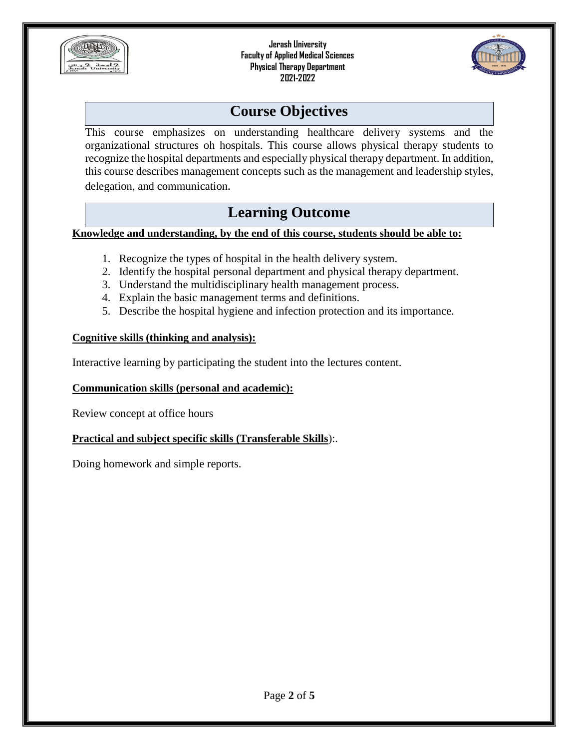# Course Objectives

This course emphasizes on understanding healthcare delivery systems and the organizational structures oh hospitals. This course allows physical therapy students to recognize the hospital departments and especially physical therapy department. In addition, this course describes management concepts such as the management and leadership styles, delegation, and communication.

# Learning Outcome

**Knowledge and understanding, by the end of this course, students should be able to:**

1. Recognize the types of hospital in the health delivery system.
2. Identify the hospital personal department and physical therapy department.
3. Understand the multidisciplinary health management process.
4. Explain the basic management terms and definitions.
5. Describe the hospital hygiene and infection protection and its importance.

**Cognitive skills (thinking and analysis):**

Interactive learning by participating the student into the lectures content.

**Communication skills (personal and academic):**

Review concept at office hours

**Practical and subject specific skills (Transferable Skills)**:.

Doing homework and simple reports.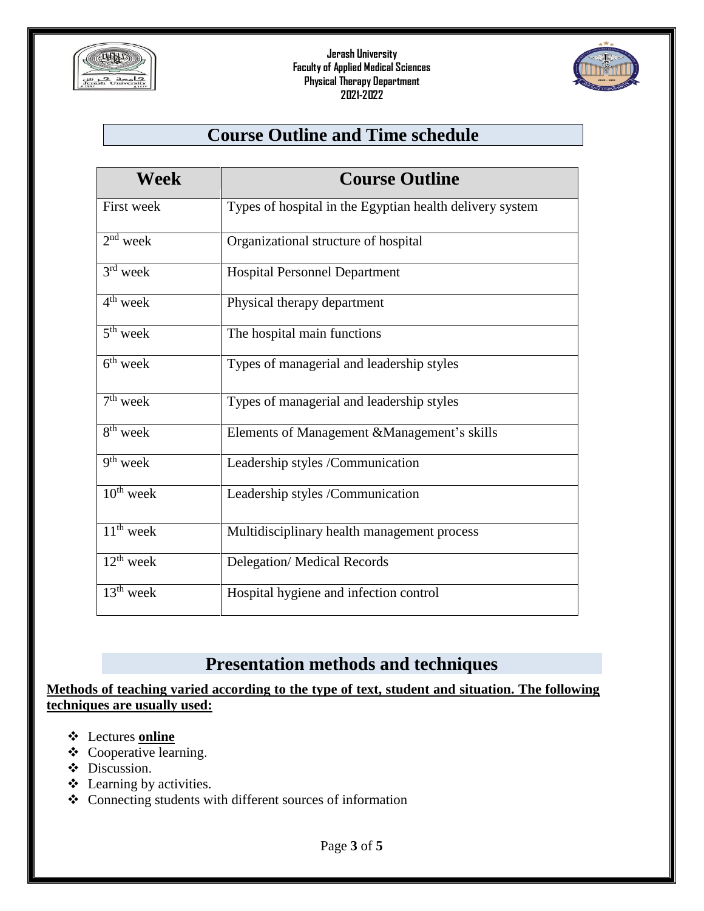## Course Outline and Time schedule

| Week | Course Outline |
|---|---|
| First week | Types of hospital in the Egyptian health delivery system |
| 2nd week | Organizational structure of hospital |
| 3rd week | Hospital Personnel Department |
| 4th week | Physical therapy department |
| 5th week | The hospital main functions |
| 6th week | Types of managerial and leadership styles |
| 7th week | Types of managerial and leadership styles |
| 8th week | Elements of Management &Management's skills |
| 9th week | Leadership styles /Communication |
| 10th week | Leadership styles /Communication |
| 11th week | Multidisciplinary health management process |
| 12th week | Delegation/ Medical Records |
| 13th week | Hospital hygiene and infection control |

## Presentation methods and techniques

**Methods of teaching varied according to the type of text, student and situation. The following techniques are usually used:**

- Lectures **online**
- Cooperative learning.
- Discussion.
- Learning by activities.
- Connecting students with different sources of information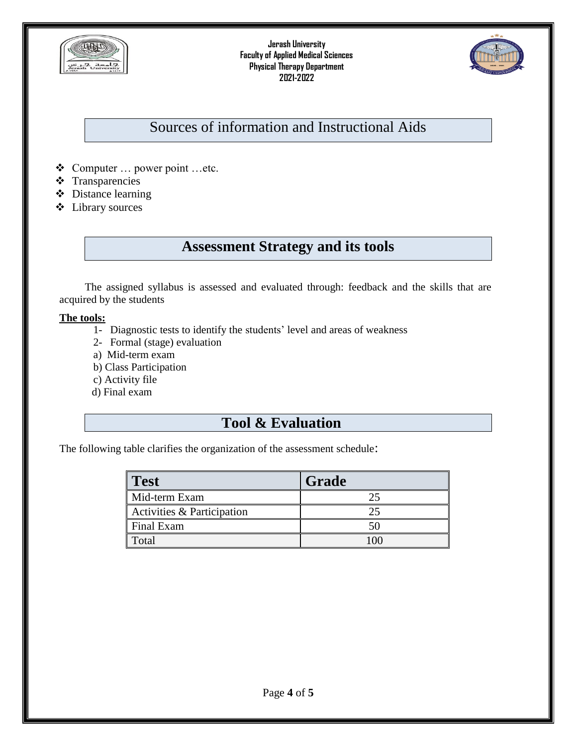## Sources of information and Instructional Aids

- Computer … power point …etc.
- Transparencies
- Distance learning
- Library sources

## Assessment Strategy and its tools

The assigned syllabus is assessed and evaluated through: feedback and the skills that are acquired by the students

**The tools:**

1- Diagnostic tests to identify the students' level and areas of weakness

2- Formal (stage) evaluation

a) Mid-term exam

b) Class Participation

c) Activity file

d) Final exam

## Tool & Evaluation

The following table clarifies the organization of the assessment schedule:

| Test | Grade |
|---|---|
| Mid-term Exam | 25 |
| Activities & Participation | 25 |
| Final Exam | 50 |
| Total | 100 |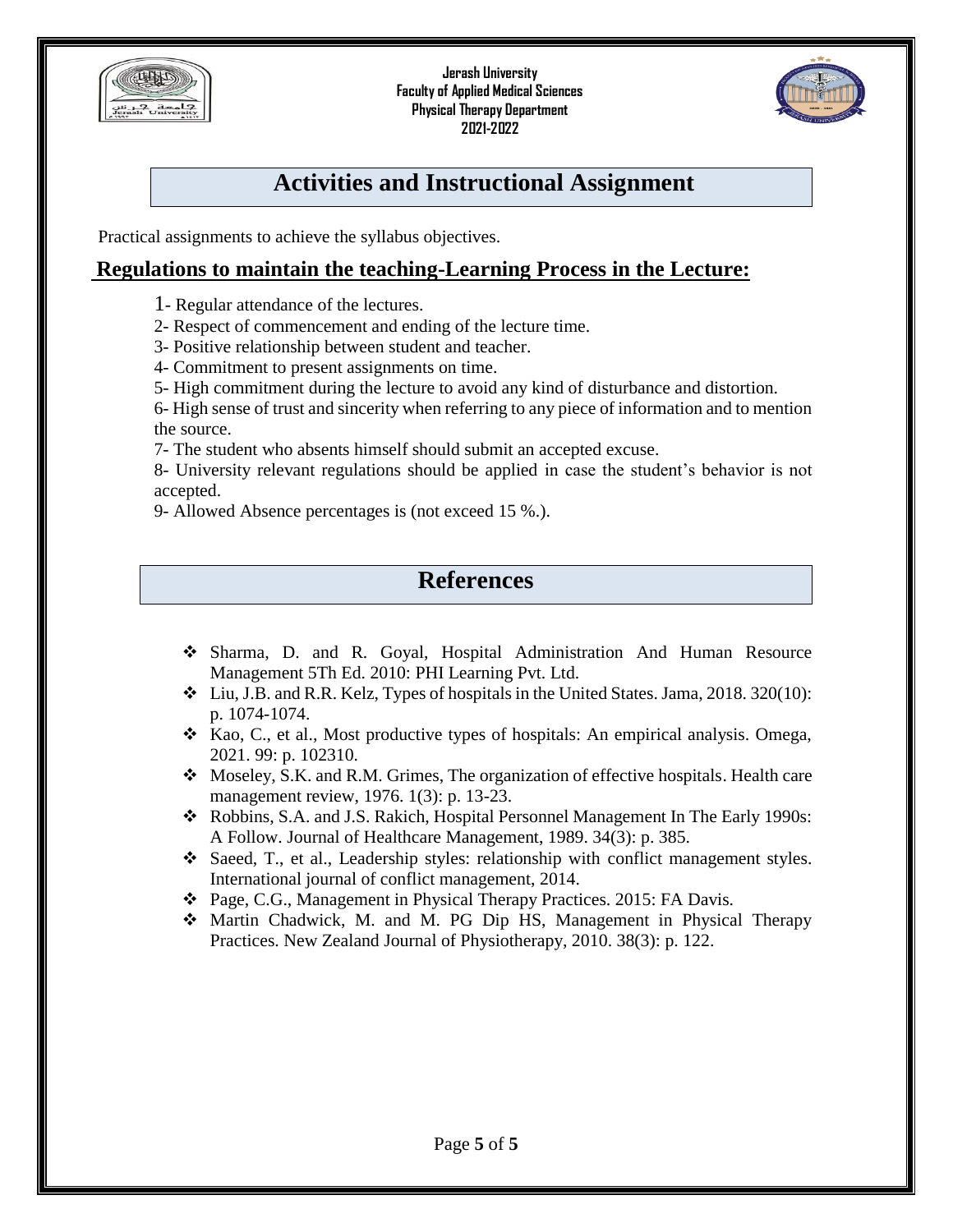## Activities and Instructional Assignment

Practical assignments to achieve the syllabus objectives.

### Regulations to maintain the teaching-Learning Process in the Lecture:

1- Regular attendance of the lectures.

2- Respect of commencement and ending of the lecture time.

3- Positive relationship between student and teacher.

4- Commitment to present assignments on time.

5- High commitment during the lecture to avoid any kind of disturbance and distortion.

6- High sense of trust and sincerity when referring to any piece of information and to mention the source.

7- The student who absents himself should submit an accepted excuse.

8- University relevant regulations should be applied in case the student's behavior is not accepted.

9- Allowed Absence percentages is (not exceed 15 %.).

## References

- Sharma, D. and R. Goyal, Hospital Administration And Human Resource Management 5Th Ed. 2010: PHI Learning Pvt. Ltd.
- Liu, J.B. and R.R. Kelz, Types of hospitals in the United States. Jama, 2018. 320(10): p. 1074-1074.
- Kao, C., et al., Most productive types of hospitals: An empirical analysis. Omega, 2021. 99: p. 102310.
- Moseley, S.K. and R.M. Grimes, The organization of effective hospitals. Health care management review, 1976. 1(3): p. 13-23.
- Robbins, S.A. and J.S. Rakich, Hospital Personnel Management In The Early 1990s: A Follow. Journal of Healthcare Management, 1989. 34(3): p. 385.
- Saeed, T., et al., Leadership styles: relationship with conflict management styles. International journal of conflict management, 2014.
- Page, C.G., Management in Physical Therapy Practices. 2015: FA Davis.
- Martin Chadwick, M. and M. PG Dip HS, Management in Physical Therapy Practices. New Zealand Journal of Physiotherapy, 2010. 38(3): p. 122.